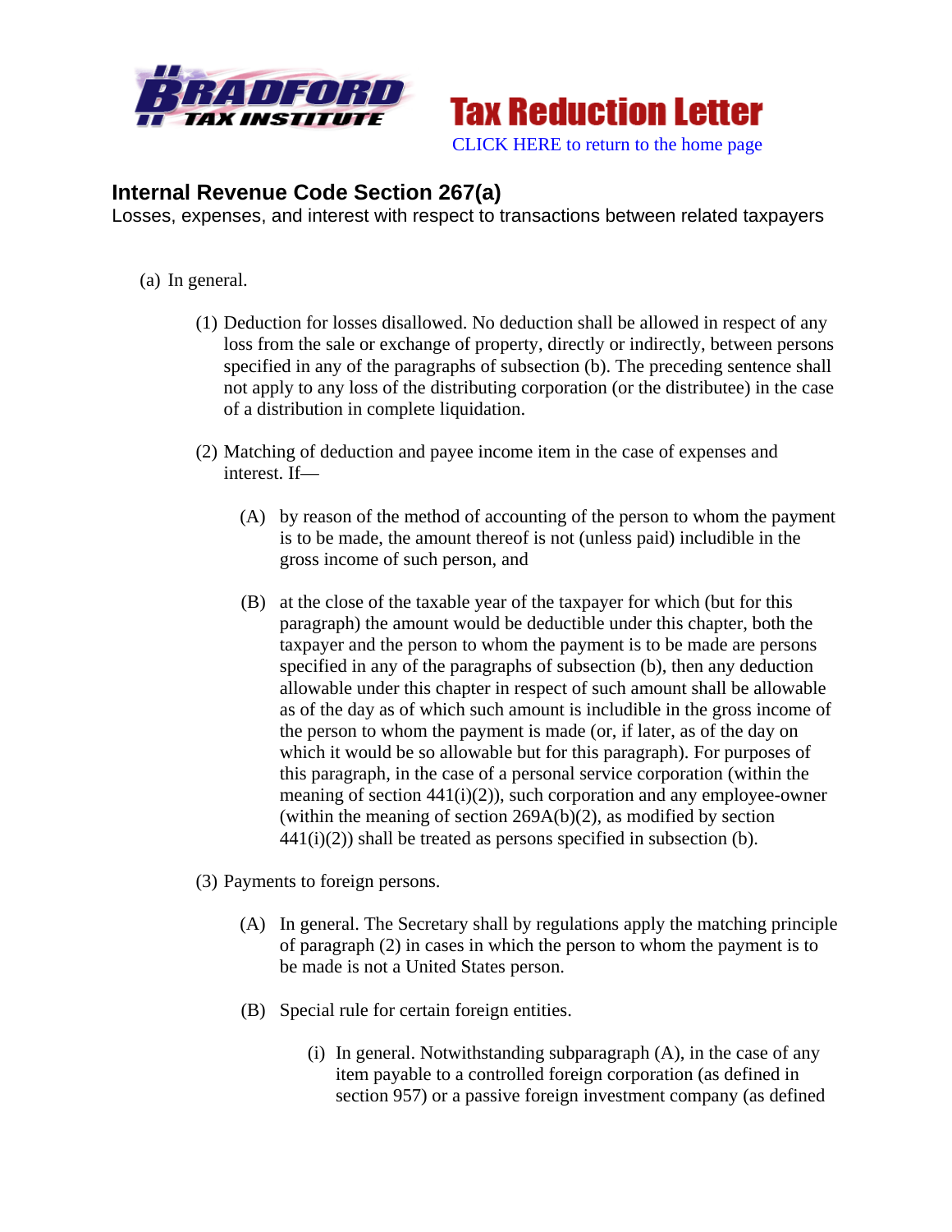Tax Reduction Letter

CLICK HERE to return to the home page

## Internal Revenue Code Section 267(a)

Losses, expenses, and interest with respect to transactions between related taxpayers

(a) In general.

(1) Deduction for losses disallowed. No deduction shall be allowed in respect of any loss from the sale or exchange of property, directly or indirectly, between persons specified in any of the paragraphs of subsection (b). The preceding sentence shall not apply to any loss of the distributing corporation (or the distributee) in the case of a distribution in complete liquidation.

(2) Matching of deduction and payee income item in the case of expenses and interest. If—

(A) by reason of the method of accounting of the person to whom the payment is to be made, the amount thereof is not (unless paid) includible in the gross income of such person, and

(B) at the close of the taxable year of the taxpayer for which (but for this paragraph) the amount would be deductible under this chapter, both the taxpayer and the person to whom the payment is to be made are persons specified in any of the paragraphs of subsection (b), then any deduction allowable under this chapter in respect of such amount shall be allowable as of the day as of which such amount is includible in the gross income of the person to whom the payment is made (or, if later, as of the day on which it would be so allowable but for this paragraph). For purposes of this paragraph, in the case of a personal service corporation (within the meaning of section 441(i)(2)), such corporation and any employee-owner (within the meaning of section 269A(b)(2), as modified by section 441(i)(2)) shall be treated as persons specified in subsection (b).

(3) Payments to foreign persons.

(A) In general. The Secretary shall by regulations apply the matching principle of paragraph (2) in cases in which the person to whom the payment is to be made is not a United States person.

(B) Special rule for certain foreign entities.

(i) In general. Notwithstanding subparagraph (A), in the case of any item payable to a controlled foreign corporation (as defined in section 957) or a passive foreign investment company (as defined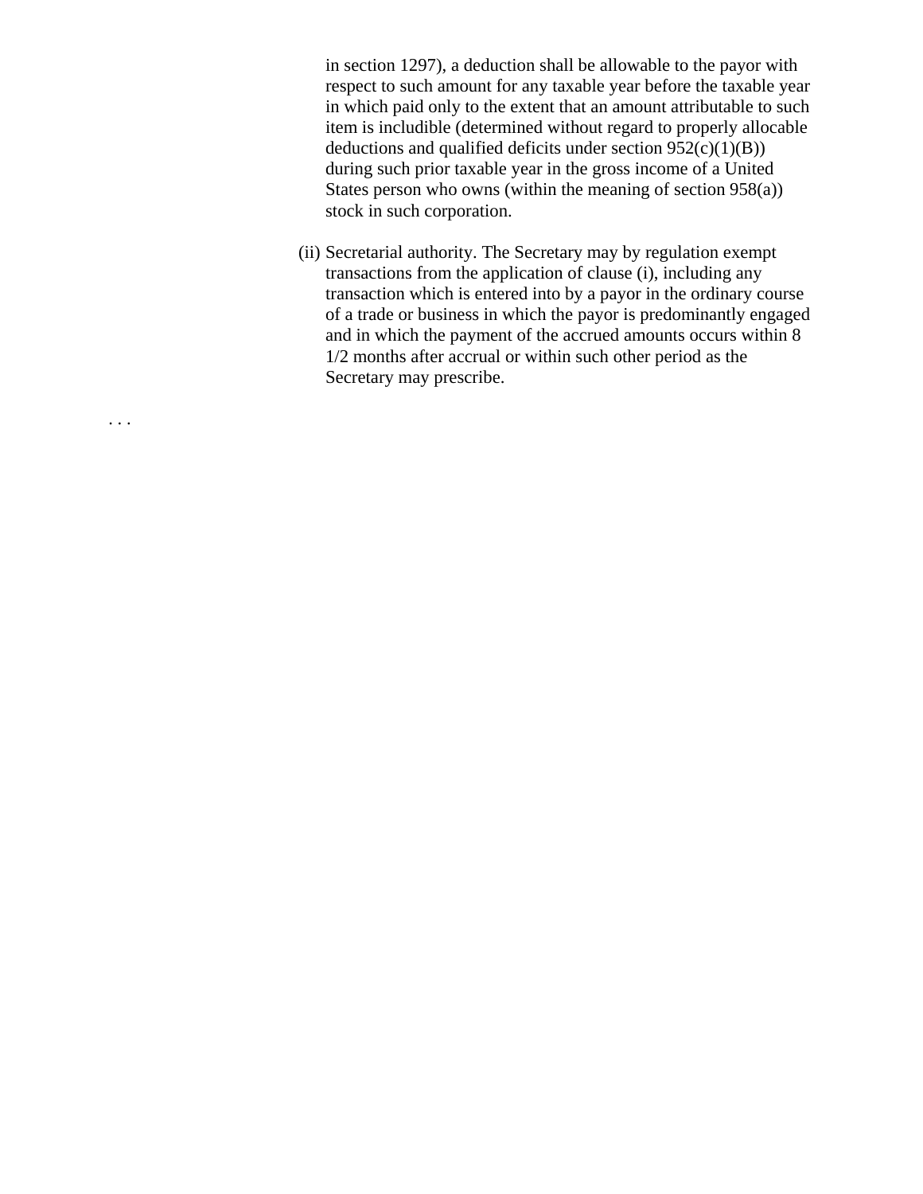in section 1297), a deduction shall be allowable to the payor with respect to such amount for any taxable year before the taxable year in which paid only to the extent that an amount attributable to such item is includible (determined without regard to properly allocable deductions and qualified deficits under section 952(c)(1)(B)) during such prior taxable year in the gross income of a United States person who owns (within the meaning of section 958(a)) stock in such corporation.

(ii) Secretarial authority. The Secretary may by regulation exempt transactions from the application of clause (i), including any transaction which is entered into by a payor in the ordinary course of a trade or business in which the payor is predominantly engaged and in which the payment of the accrued amounts occurs within 8 1/2 months after accrual or within such other period as the Secretary may prescribe.

. . .